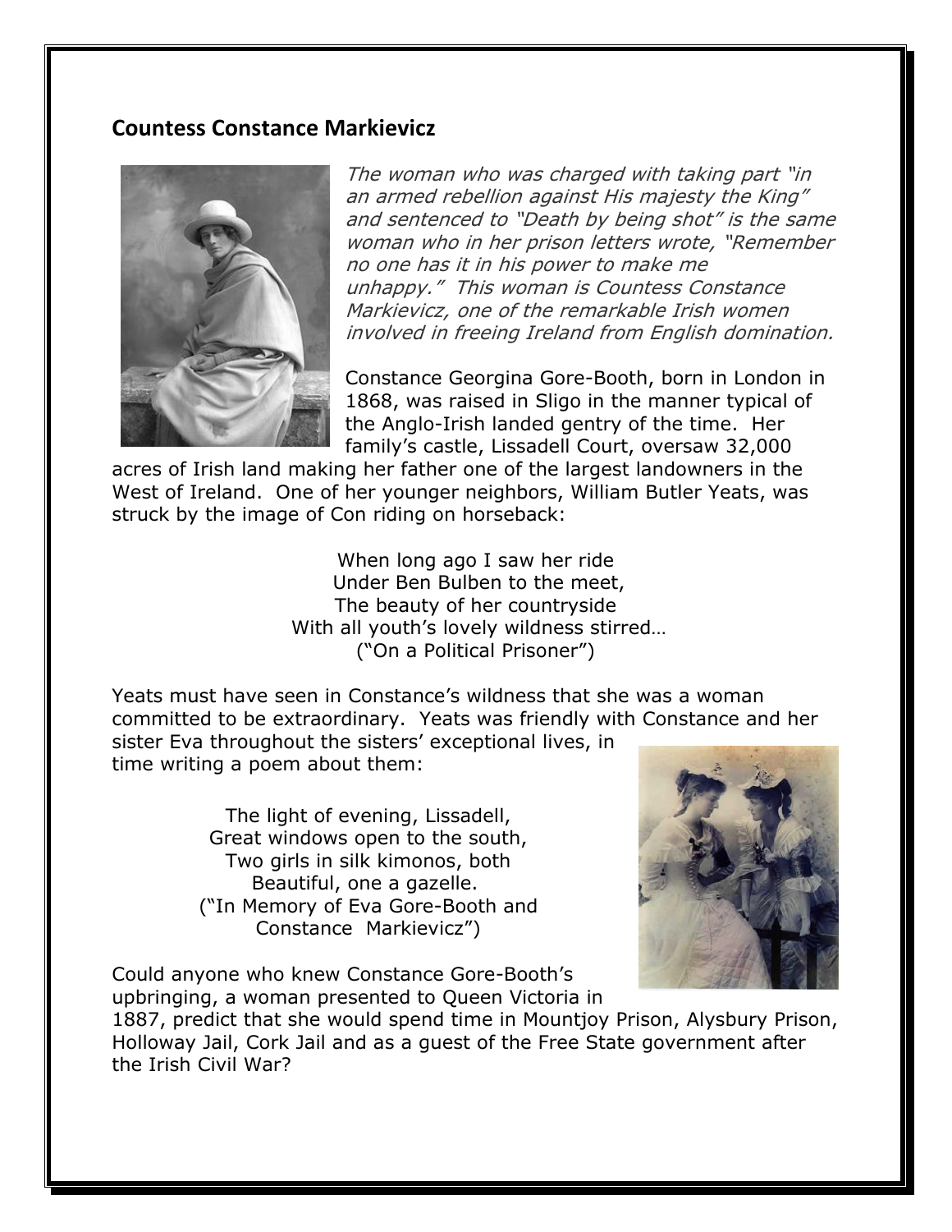## Countess Constance Markievicz

*The woman who was charged with taking part "in an armed rebellion against His majesty the King" and sentenced to "Death by being shot" is the same woman who in her prison letters wrote, "Remember no one has it in his power to make me unhappy." This woman is Countess Constance Markievicz, one of the remarkable Irish women involved in freeing Ireland from English domination.*

Constance Georgina Gore-Booth, born in London in 1868, was raised in Sligo in the manner typical of the Anglo-Irish landed gentry of the time. Her family's castle, Lissadell Court, oversaw 32,000 acres of Irish land making her father one of the largest landowners in the West of Ireland. One of her younger neighbors, William Butler Yeats, was struck by the image of Con riding on horseback:

> When long ago I saw her ride
> Under Ben Bulben to the meet,
> The beauty of her countryside
> With all youth's lovely wildness stirred…
> ("On a Political Prisoner")

Yeats must have seen in Constance's wildness that she was a woman committed to be extraordinary. Yeats was friendly with Constance and her sister Eva throughout the sisters' exceptional lives, in time writing a poem about them:

> The light of evening, Lissadell,
> Great windows open to the south,
> Two girls in silk kimonos, both
> Beautiful, one a gazelle.
> ("In Memory of Eva Gore-Booth and Constance Markievicz")

Could anyone who knew Constance Gore-Booth's upbringing, a woman presented to Queen Victoria in 1887, predict that she would spend time in Mountjoy Prison, Alysbury Prison, Holloway Jail, Cork Jail and as a guest of the Free State government after the Irish Civil War?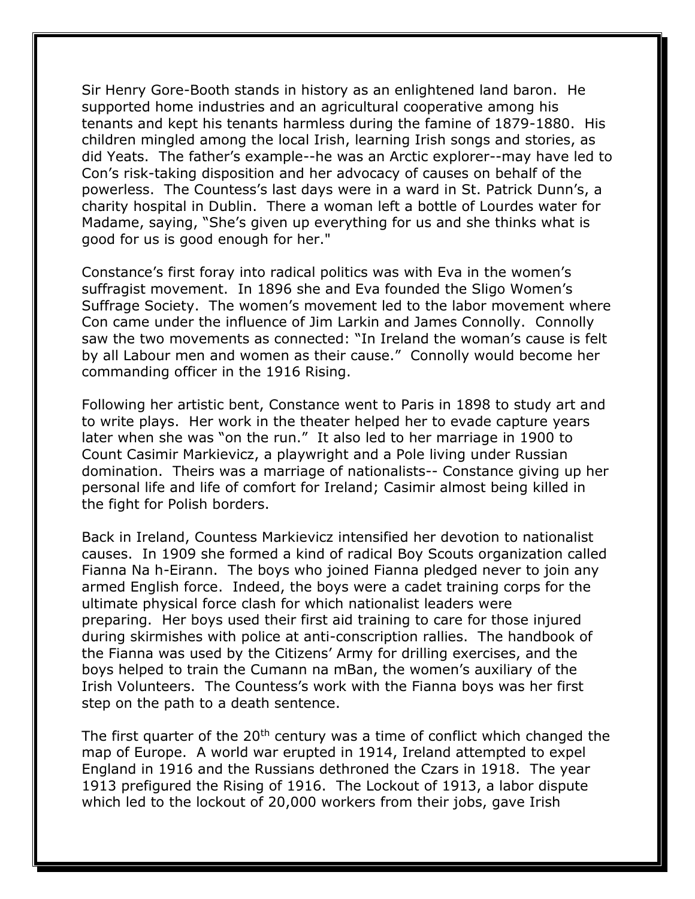Sir Henry Gore-Booth stands in history as an enlightened land baron. He supported home industries and an agricultural cooperative among his tenants and kept his tenants harmless during the famine of 1879-1880. His children mingled among the local Irish, learning Irish songs and stories, as did Yeats. The father's example--he was an Arctic explorer--may have led to Con's risk-taking disposition and her advocacy of causes on behalf of the powerless. The Countess's last days were in a ward in St. Patrick Dunn's, a charity hospital in Dublin. There a woman left a bottle of Lourdes water for Madame, saying, "She's given up everything for us and she thinks what is good for us is good enough for her."

Constance's first foray into radical politics was with Eva in the women's suffragist movement. In 1896 she and Eva founded the Sligo Women's Suffrage Society. The women's movement led to the labor movement where Con came under the influence of Jim Larkin and James Connolly. Connolly saw the two movements as connected: "In Ireland the woman's cause is felt by all Labour men and women as their cause." Connolly would become her commanding officer in the 1916 Rising.

Following her artistic bent, Constance went to Paris in 1898 to study art and to write plays. Her work in the theater helped her to evade capture years later when she was "on the run." It also led to her marriage in 1900 to Count Casimir Markievicz, a playwright and a Pole living under Russian domination. Theirs was a marriage of nationalists-- Constance giving up her personal life and life of comfort for Ireland; Casimir almost being killed in the fight for Polish borders.

Back in Ireland, Countess Markievicz intensified her devotion to nationalist causes. In 1909 she formed a kind of radical Boy Scouts organization called Fianna Na h-Eirann. The boys who joined Fianna pledged never to join any armed English force. Indeed, the boys were a cadet training corps for the ultimate physical force clash for which nationalist leaders were preparing. Her boys used their first aid training to care for those injured during skirmishes with police at anti-conscription rallies. The handbook of the Fianna was used by the Citizens' Army for drilling exercises, and the boys helped to train the Cumann na mBan, the women's auxiliary of the Irish Volunteers. The Countess's work with the Fianna boys was her first step on the path to a death sentence.

The first quarter of the 20th century was a time of conflict which changed the map of Europe. A world war erupted in 1914, Ireland attempted to expel England in 1916 and the Russians dethroned the Czars in 1918. The year 1913 prefigured the Rising of 1916. The Lockout of 1913, a labor dispute which led to the lockout of 20,000 workers from their jobs, gave Irish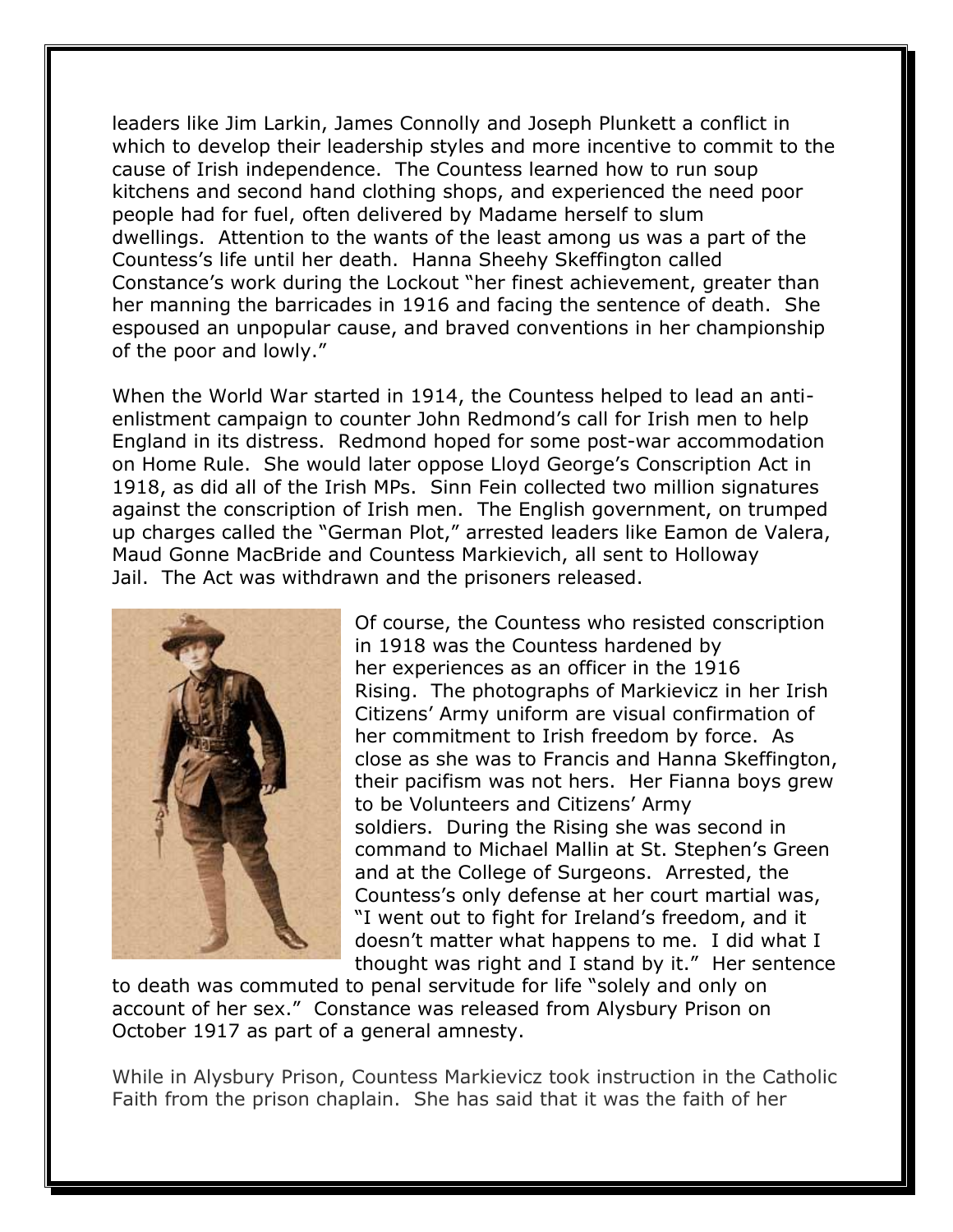leaders like Jim Larkin, James Connolly and Joseph Plunkett a conflict in which to develop their leadership styles and more incentive to commit to the cause of Irish independence. The Countess learned how to run soup kitchens and second hand clothing shops, and experienced the need poor people had for fuel, often delivered by Madame herself to slum dwellings. Attention to the wants of the least among us was a part of the Countess's life until her death. Hanna Sheehy Skeffington called Constance's work during the Lockout "her finest achievement, greater than her manning the barricades in 1916 and facing the sentence of death. She espoused an unpopular cause, and braved conventions in her championship of the poor and lowly."

When the World War started in 1914, the Countess helped to lead an anti-enlistment campaign to counter John Redmond's call for Irish men to help England in its distress. Redmond hoped for some post-war accommodation on Home Rule. She would later oppose Lloyd George's Conscription Act in 1918, as did all of the Irish MPs. Sinn Fein collected two million signatures against the conscription of Irish men. The English government, on trumped up charges called the "German Plot," arrested leaders like Eamon de Valera, Maud Gonne MacBride and Countess Markievich, all sent to Holloway Jail. The Act was withdrawn and the prisoners released.

Of course, the Countess who resisted conscription in 1918 was the Countess hardened by her experiences as an officer in the 1916 Rising. The photographs of Markievicz in her Irish Citizens' Army uniform are visual confirmation of her commitment to Irish freedom by force. As close as she was to Francis and Hanna Skeffington, their pacifism was not hers. Her Fianna boys grew to be Volunteers and Citizens' Army soldiers. During the Rising she was second in command to Michael Mallin at St. Stephen's Green and at the College of Surgeons. Arrested, the Countess's only defense at her court martial was, "I went out to fight for Ireland's freedom, and it doesn't matter what happens to me. I did what I thought was right and I stand by it." Her sentence to death was commuted to penal servitude for life "solely and only on account of her sex." Constance was released from Alysbury Prison on October 1917 as part of a general amnesty.

While in Alysbury Prison, Countess Markievicz took instruction in the Catholic Faith from the prison chaplain. She has said that it was the faith of her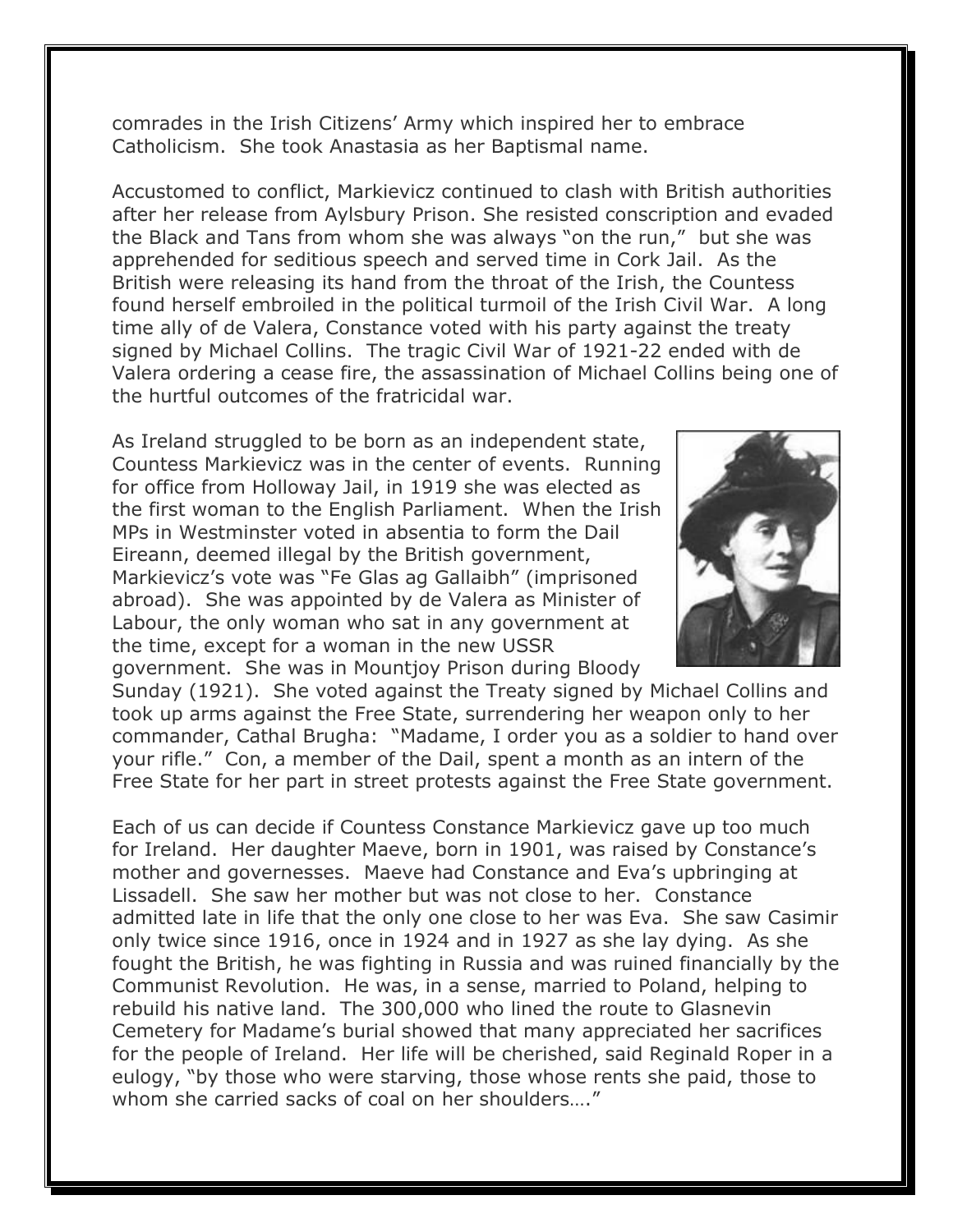comrades in the Irish Citizens' Army which inspired her to embrace Catholicism. She took Anastasia as her Baptismal name.

Accustomed to conflict, Markievicz continued to clash with British authorities after her release from Aylsbury Prison. She resisted conscription and evaded the Black and Tans from whom she was always "on the run," but she was apprehended for seditious speech and served time in Cork Jail. As the British were releasing its hand from the throat of the Irish, the Countess found herself embroiled in the political turmoil of the Irish Civil War. A long time ally of de Valera, Constance voted with his party against the treaty signed by Michael Collins. The tragic Civil War of 1921-22 ended with de Valera ordering a cease fire, the assassination of Michael Collins being one of the hurtful outcomes of the fratricidal war.

As Ireland struggled to be born as an independent state, Countess Markievicz was in the center of events. Running for office from Holloway Jail, in 1919 she was elected as the first woman to the English Parliament. When the Irish MPs in Westminster voted in absentia to form the Dail Eireann, deemed illegal by the British government, Markievicz's vote was "Fe Glas ag Gallaibh" (imprisoned abroad). She was appointed by de Valera as Minister of Labour, the only woman who sat in any government at the time, except for a woman in the new USSR government. She was in Mountjoy Prison during Bloody Sunday (1921). She voted against the Treaty signed by Michael Collins and took up arms against the Free State, surrendering her weapon only to her commander, Cathal Brugha: "Madame, I order you as a soldier to hand over your rifle." Con, a member of the Dail, spent a month as an intern of the Free State for her part in street protests against the Free State government.

Each of us can decide if Countess Constance Markievicz gave up too much for Ireland. Her daughter Maeve, born in 1901, was raised by Constance's mother and governesses. Maeve had Constance and Eva's upbringing at Lissadell. She saw her mother but was not close to her. Constance admitted late in life that the only one close to her was Eva. She saw Casimir only twice since 1916, once in 1924 and in 1927 as she lay dying. As she fought the British, he was fighting in Russia and was ruined financially by the Communist Revolution. He was, in a sense, married to Poland, helping to rebuild his native land. The 300,000 who lined the route to Glasnevin Cemetery for Madame's burial showed that many appreciated her sacrifices for the people of Ireland. Her life will be cherished, said Reginald Roper in a eulogy, "by those who were starving, those whose rents she paid, those to whom she carried sacks of coal on her shoulders…."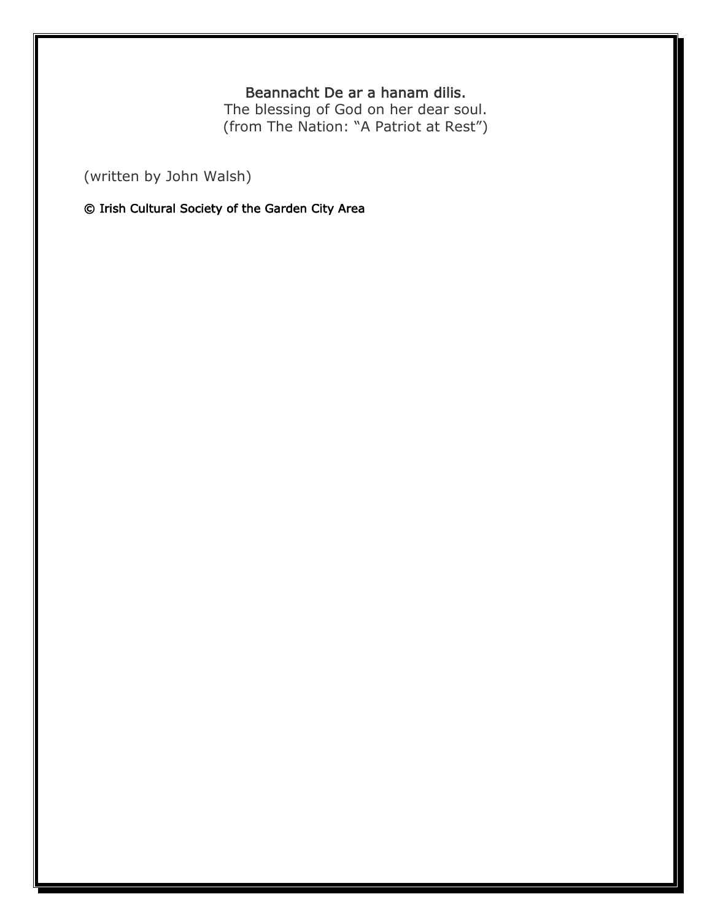**Beannacht De ar a hanam dilis.**
The blessing of God on her dear soul.
(from The Nation: "A Patriot at Rest")

(written by John Walsh)

© Irish Cultural Society of the Garden City Area